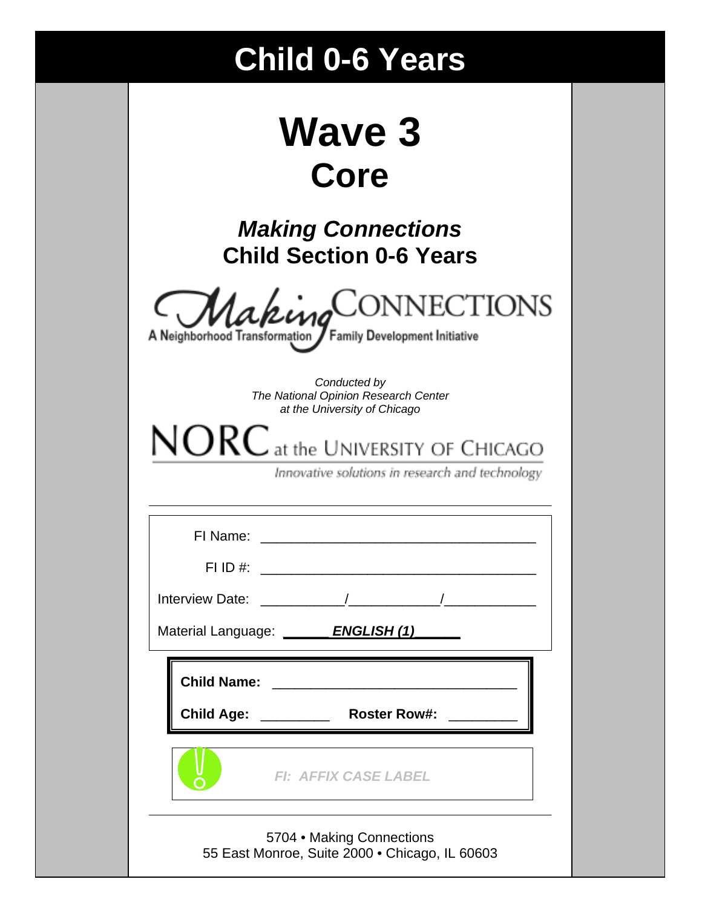# Child 0-6 Years

# Wave 3
## Core

### *Making Connections*
### Child Section 0-6 Years

Making CONNECTIONS
A Neighborhood Transformation / Family Development Initiative

*Conducted by*
*The National Opinion Research Center*
*at the University of Chicago*

NORC at the UNIVERSITY OF CHICAGO
*Innovative solutions in research and technology*

---

FI Name: ___________________________________

FI ID #: ___________________________________

Interview Date: __________/__________/__________

Material Language: ______***ENGLISH (1)***______

**Child Name:** ______________________________

**Child Age:** ________ **Roster Row#:** ________

***FI: AFFIX CASE LABEL***

---

5704 • Making Connections
55 East Monroe, Suite 2000 • Chicago, IL 60603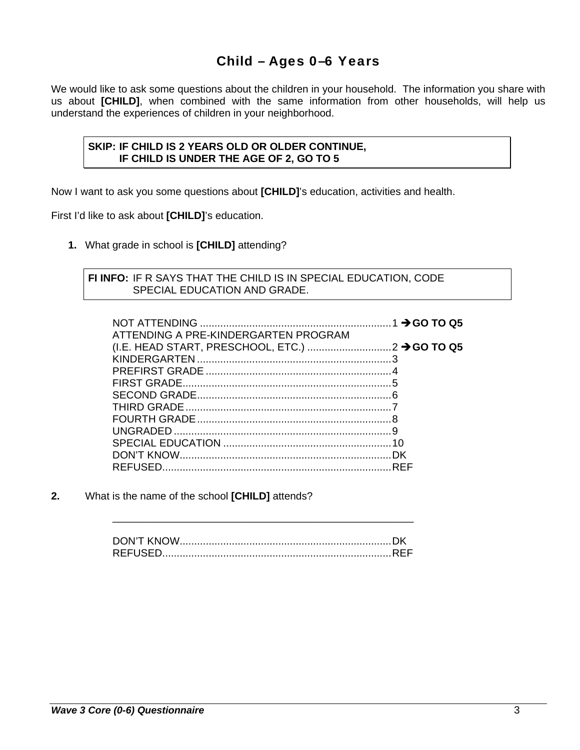## Child – Ages 0–6 Years

We would like to ask some questions about the children in your household. The information you share with us about **[CHILD]**, when combined with the same information from other households, will help us understand the experiences of children in your neighborhood.

> **SKIP: IF CHILD IS 2 YEARS OLD OR OLDER CONTINUE,**
> **IF CHILD IS UNDER THE AGE OF 2, GO TO 5**

Now I want to ask you some questions about **[CHILD]**'s education, activities and health.

First I'd like to ask about **[CHILD]**'s education.

**1.** What grade in school is **[CHILD]** attending?

> **FI INFO:** IF R SAYS THAT THE CHILD IS IN SPECIAL EDUCATION, CODE SPECIAL EDUCATION AND GRADE.

| | | |
|---|---|---|
| NOT ATTENDING | 1 | ➔ **GO TO Q5** |
| ATTENDING A PRE-KINDERGARTEN PROGRAM (I.E. HEAD START, PRESCHOOL, ETC.) | 2 | ➔ **GO TO Q5** |
| KINDERGARTEN | 3 | |
| PREFIRST GRADE | 4 | |
| FIRST GRADE | 5 | |
| SECOND GRADE | 6 | |
| THIRD GRADE | 7 | |
| FOURTH GRADE | 8 | |
| UNGRADED | 9 | |
| SPECIAL EDUCATION | 10 | |
| DON'T KNOW | DK | |
| REFUSED | REF | |

**2.** What is the name of the school **[CHILD]** attends?

\_\_\_\_\_\_\_\_\_\_\_\_\_\_\_\_\_\_\_\_\_\_\_\_\_\_\_\_\_\_\_\_\_\_\_\_\_\_\_\_\_\_\_\_\_\_\_\_\_\_\_\_

| | |
|---|---|
| DON'T KNOW | DK |
| REFUSED | REF |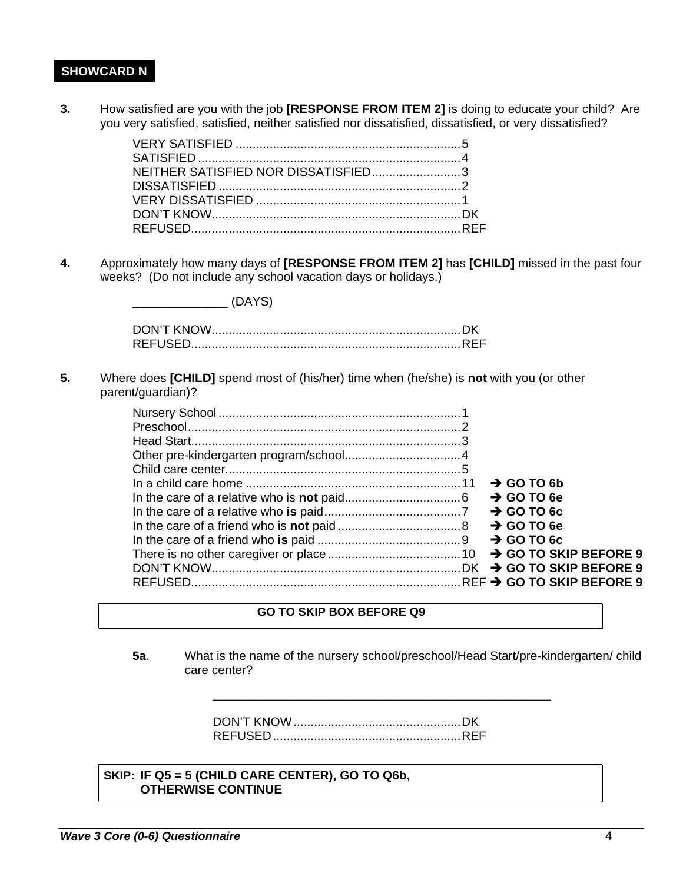**SHOWCARD N**

**3.** How satisfied are you with the job **[RESPONSE FROM ITEM 2]** is doing to educate your child? Are you very satisfied, satisfied, neither satisfied nor dissatisfied, dissatisfied, or very dissatisfied?

| | |
|---|---|
| VERY SATISFIED | 5 |
| SATISFIED | 4 |
| NEITHER SATISFIED NOR DISSATISFIED | 3 |
| DISSATISFIED | 2 |
| VERY DISSATISFIED | 1 |
| DON'T KNOW | DK |
| REFUSED | REF |

**4.** Approximately how many days of **[RESPONSE FROM ITEM 2]** has **[CHILD]** missed in the past four weeks? (Do not include any school vacation days or holidays.)

_____________ (DAYS)

| | |
|---|---|
| DON'T KNOW | DK |
| REFUSED | REF |

**5.** Where does **[CHILD]** spend most of (his/her) time when (he/she) is **not** with you (or other parent/guardian)?

| | | |
|---|---|---|
| Nursery School | 1 | |
| Preschool | 2 | |
| Head Start | 3 | |
| Other pre-kindergarten program/school | 4 | |
| Child care center | 5 | |
| In a child care home | 11 | ➔ **GO TO 6b** |
| In the care of a relative who is **not** paid | 6 | ➔ **GO TO 6e** |
| In the care of a relative who **is** paid | 7 | ➔ **GO TO 6c** |
| In the care of a friend who is **not** paid | 8 | ➔ **GO TO 6e** |
| In the care of a friend who **is** paid | 9 | ➔ **GO TO 6c** |
| There is no other caregiver or place | 10 | ➔ **GO TO SKIP BEFORE 9** |
| DON'T KNOW | DK | ➔ **GO TO SKIP BEFORE 9** |
| REFUSED | REF | ➔ **GO TO SKIP BEFORE 9** |

**GO TO SKIP BOX BEFORE Q9**

**5a**. What is the name of the nursery school/preschool/Head Start/pre-kindergarten/ child care center?

______________________________________________

| | |
|---|---|
| DON'T KNOW | DK |
| REFUSED | REF |

**SKIP: IF Q5 = 5 (CHILD CARE CENTER), GO TO Q6b, OTHERWISE CONTINUE**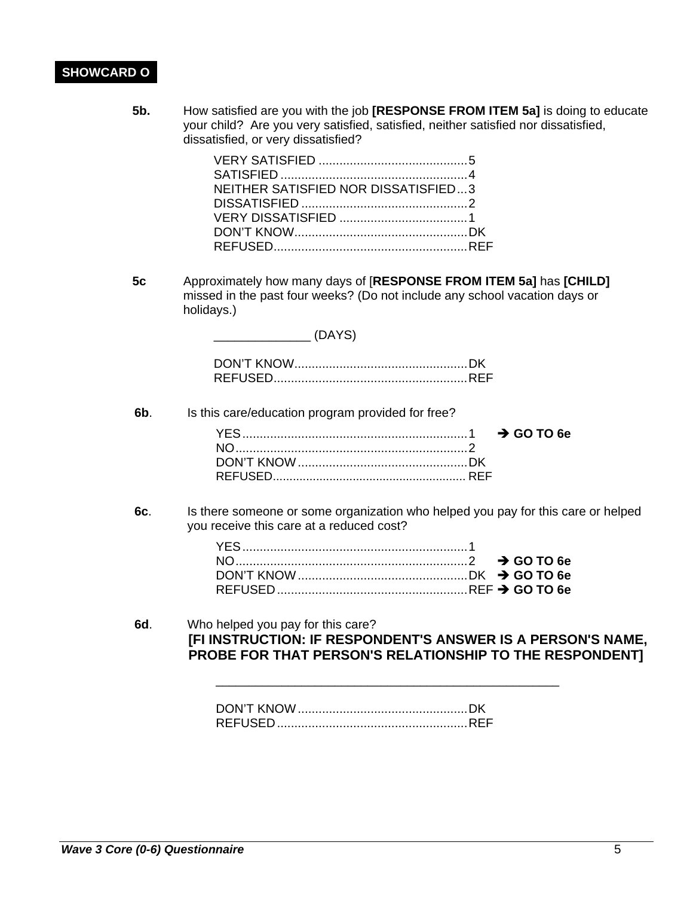**SHOWCARD O**

**5b.** How satisfied are you with the job **[RESPONSE FROM ITEM 5a]** is doing to educate your child? Are you very satisfied, satisfied, neither satisfied nor dissatisfied, dissatisfied, or very dissatisfied?

VERY SATISFIED .......................................... 5
SATISFIED ..................................................... 4
NEITHER SATISFIED NOR DISSATISFIED ... 3
DISSATISFIED ............................................... 2
VERY DISSATISFIED .................................... 1
DON'T KNOW ................................................. DK
REFUSED ....................................................... REF

**5c** Approximately how many days of [**RESPONSE FROM ITEM 5a]** has **[CHILD]** missed in the past four weeks? (Do not include any school vacation days or holidays.)

_____________ (DAYS)

DON'T KNOW ................................................. DK
REFUSED ....................................................... REF

**6b**. Is this care/education program provided for free?

YES ................................................................ 1 ➔ **GO TO 6e**
NO .................................................................. 2
DON'T KNOW ................................................. DK
REFUSED ....................................................... REF

**6c**. Is there someone or some organization who helped you pay for this care or helped you receive this care at a reduced cost?

YES ................................................................ 1
NO .................................................................. 2 ➔ **GO TO 6e**
DON'T KNOW ................................................. DK ➔ **GO TO 6e**
REFUSED ....................................................... REF ➔ **GO TO 6e**

**6d**. Who helped you pay for this care?
**[FI INSTRUCTION: IF RESPONDENT'S ANSWER IS A PERSON'S NAME, PROBE FOR THAT PERSON'S RELATIONSHIP TO THE RESPONDENT]**

_______________________________________________

DON'T KNOW ................................................. DK
REFUSED ....................................................... REF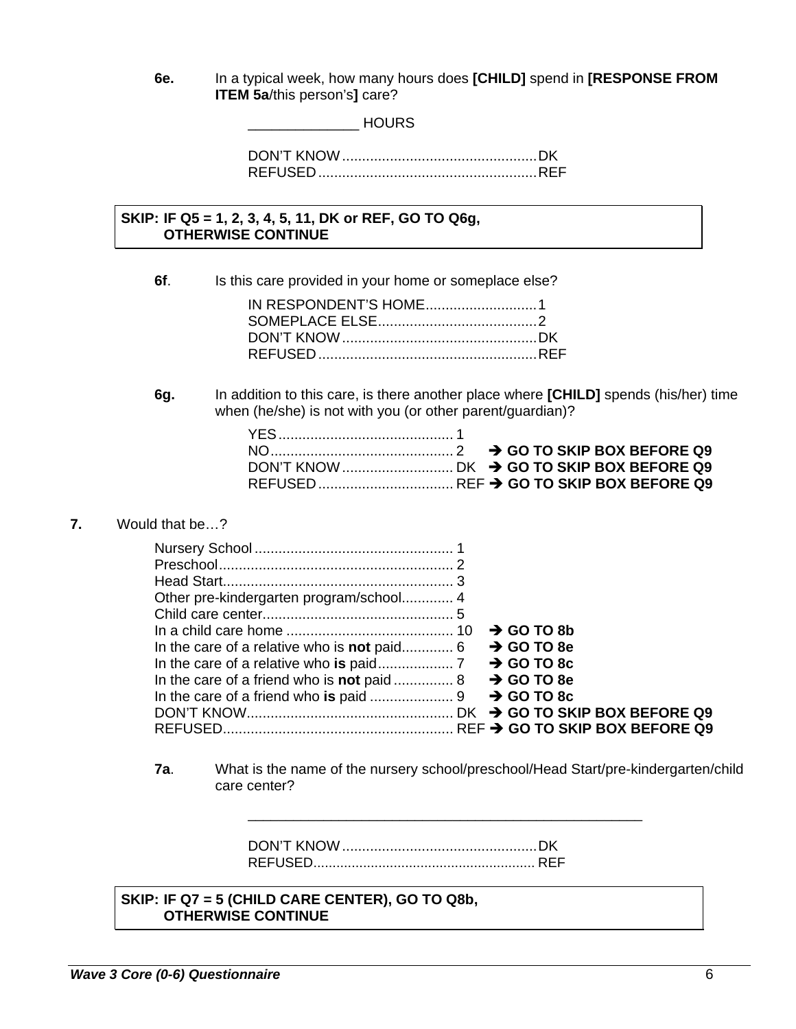**6e.** In a typical week, how many hours does **[CHILD]** spend in **[RESPONSE FROM ITEM 5a**/this person's**]** care?

______________ HOURS

DON'T KNOW................................................. DK
REFUSED....................................................... REF

> **SKIP: IF Q5 = 1, 2, 3, 4, 5, 11, DK or REF, GO TO Q6g,**
> **OTHERWISE CONTINUE**

**6f**. Is this care provided in your home or someplace else?

IN RESPONDENT'S HOME........................... 1
SOMEPLACE ELSE........................................ 2
DON'T KNOW................................................. DK
REFUSED....................................................... REF

**6g.** In addition to this care, is there another place where **[CHILD]** spends (his/her) time when (he/she) is not with you (or other parent/guardian)?

YES............................................ 1
NO.............................................. 2 ➔ **GO TO SKIP BOX BEFORE Q9**
DON'T KNOW............................ DK ➔ **GO TO SKIP BOX BEFORE Q9**
REFUSED.................................. REF ➔ **GO TO SKIP BOX BEFORE Q9**

**7.** Would that be…?

Nursery School.................................................. 1
Preschool........................................................... 2
Head Start.......................................................... 3
Other pre-kindergarten program/school............. 4
Child care center................................................ 5
In a child care home .......................................... 10 ➔ **GO TO 8b**
In the care of a relative who is **not** paid............. 6 ➔ **GO TO 8e**
In the care of a relative who **is** paid................... 7 ➔ **GO TO 8c**
In the care of a friend who is **not** paid............... 8 ➔ **GO TO 8e**
In the care of a friend who **is** paid..................... 9 ➔ **GO TO 8c**
DON'T KNOW.................................................... DK ➔ **GO TO SKIP BOX BEFORE Q9**
REFUSED........................................................... REF ➔ **GO TO SKIP BOX BEFORE Q9**

**7a**. What is the name of the nursery school/preschool/Head Start/pre-kindergarten/child care center?

____________________________________________________

DON'T KNOW................................................. DK
REFUSED....................................................... REF

> **SKIP: IF Q7 = 5 (CHILD CARE CENTER), GO TO Q8b,**
> **OTHERWISE CONTINUE**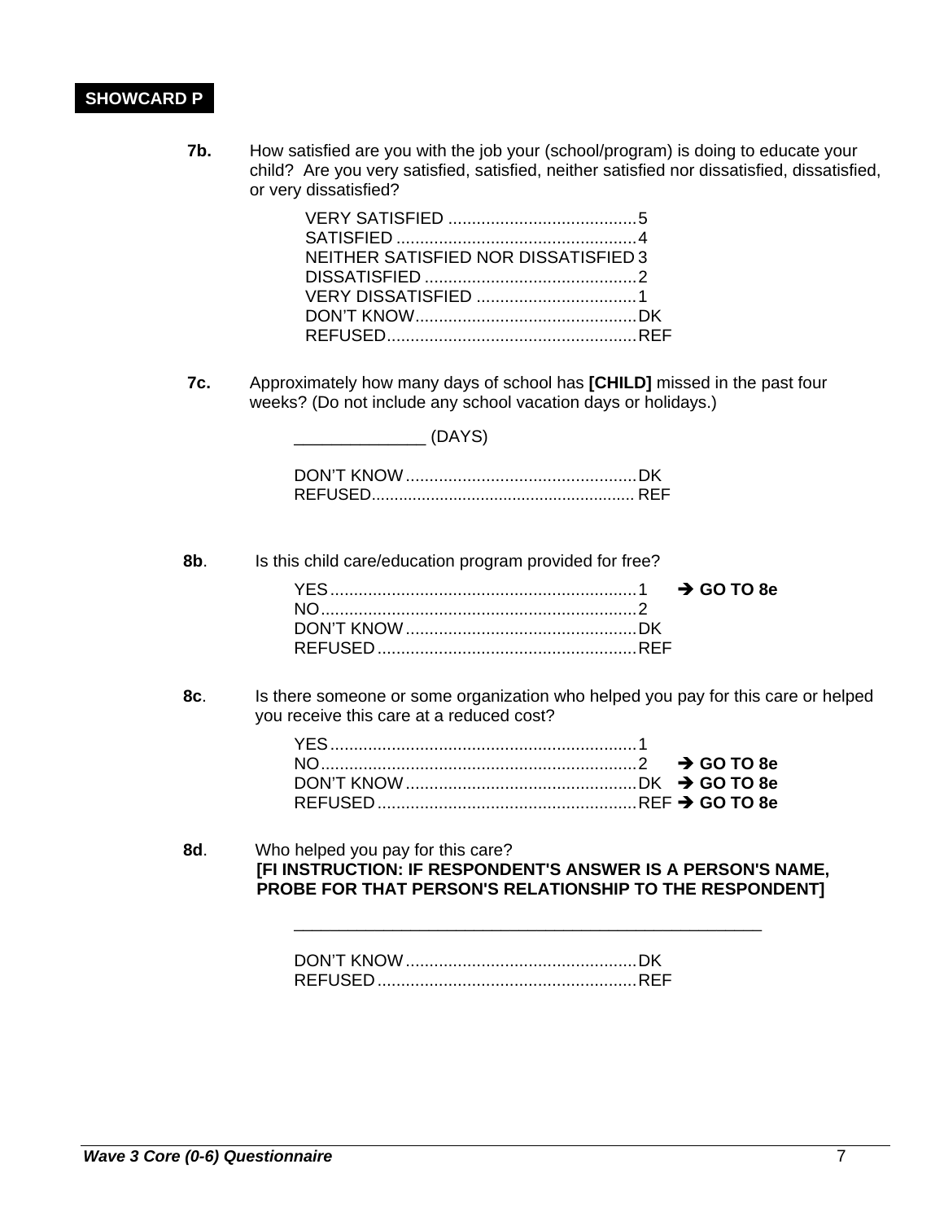**SHOWCARD P**

**7b.** How satisfied are you with the job your (school/program) is doing to educate your child? Are you very satisfied, satisfied, neither satisfied nor dissatisfied, dissatisfied, or very dissatisfied?

VERY SATISFIED ........................................5
SATISFIED ...................................................4
NEITHER SATISFIED NOR DISSATISFIED 3
DISSATISFIED .............................................2
VERY DISSATISFIED ..................................1
DON'T KNOW...............................................DK
REFUSED.....................................................REF

**7c.** Approximately how many days of school has **[CHILD]** missed in the past four weeks? (Do not include any school vacation days or holidays.)

______________ (DAYS)

DON'T KNOW.................................................DK
REFUSED.........................................................REF

**8b**. Is this child care/education program provided for free?

YES.................................................................1 ➔ **GO TO 8e**
NO...................................................................2
DON'T KNOW.................................................DK
REFUSED.......................................................REF

**8c**. Is there someone or some organization who helped you pay for this care or helped you receive this care at a reduced cost?

YES.................................................................1
NO...................................................................2 ➔ **GO TO 8e**
DON'T KNOW.................................................DK ➔ **GO TO 8e**
REFUSED.......................................................REF ➔ **GO TO 8e**

**8d**. Who helped you pay for this care?
**[FI INSTRUCTION: IF RESPONDENT'S ANSWER IS A PERSON'S NAME, PROBE FOR THAT PERSON'S RELATIONSHIP TO THE RESPONDENT]**

____________________________________________________

DON'T KNOW.................................................DK
REFUSED.......................................................REF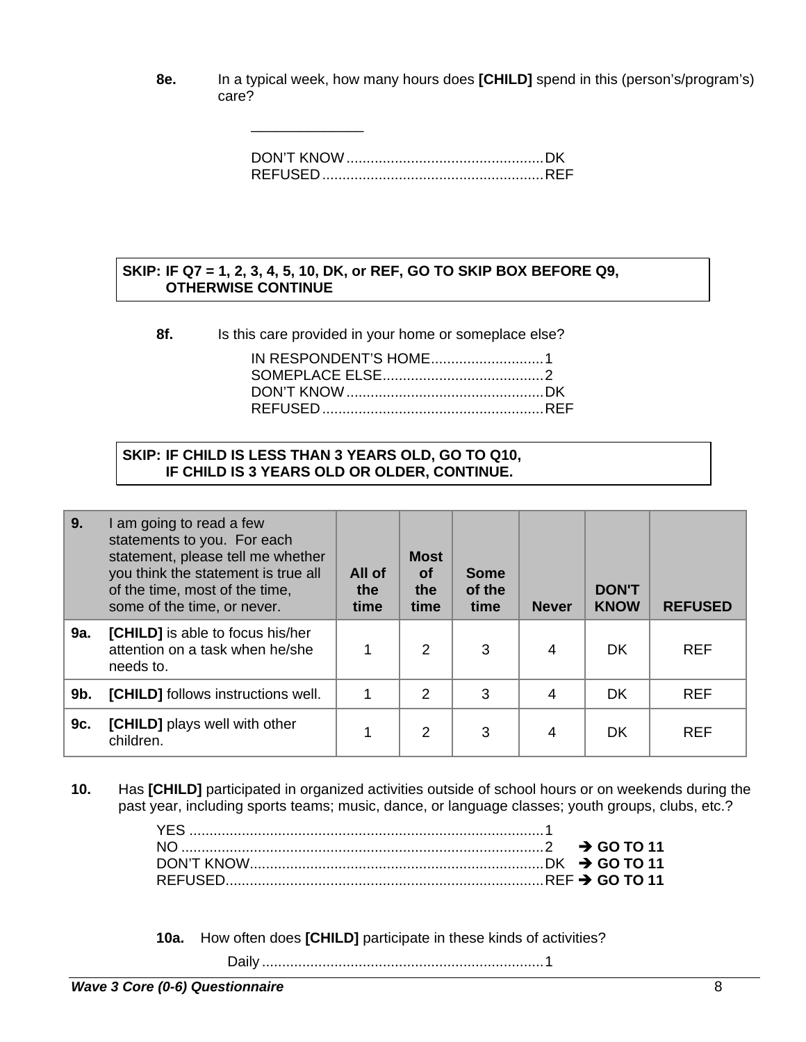**8e.** In a typical week, how many hours does **[CHILD]** spend in this (person's/program's) care?

______________

DON'T KNOW ................................................ DK
REFUSED ...................................................... REF

**SKIP: IF Q7 = 1, 2, 3, 4, 5, 10, DK, or REF, GO TO SKIP BOX BEFORE Q9, OTHERWISE CONTINUE**

**8f.** Is this care provided in your home or someplace else?

IN RESPONDENT'S HOME ........................... 1
SOMEPLACE ELSE ....................................... 2
DON'T KNOW ................................................ DK
REFUSED ...................................................... REF

**SKIP: IF CHILD IS LESS THAN 3 YEARS OLD, GO TO Q10, IF CHILD IS 3 YEARS OLD OR OLDER, CONTINUE.**

| **9.** | I am going to read a few statements to you. For each statement, please tell me whether you think the statement is true all of the time, most of the time, some of the time, or never. | **All of the time** | **Most of the time** | **Some of the time** | **Never** | **DON'T KNOW** | **REFUSED** |
|---|---|---|---|---|---|---|---|
| **9a.** | **[CHILD]** is able to focus his/her attention on a task when he/she needs to. | 1 | 2 | 3 | 4 | DK | REF |
| **9b.** | **[CHILD]** follows instructions well. | 1 | 2 | 3 | 4 | DK | REF |
| **9c.** | **[CHILD]** plays well with other children. | 1 | 2 | 3 | 4 | DK | REF |

**10.** Has **[CHILD]** participated in organized activities outside of school hours or on weekends during the past year, including sports teams; music, dance, or language classes; youth groups, clubs, etc.?

YES ....................................................................................... 1
NO ......................................................................................... 2 ➔ **GO TO 11**
DON'T KNOW ........................................................................ DK ➔ **GO TO 11**
REFUSED .............................................................................. REF ➔ **GO TO 11**

**10a.** How often does **[CHILD]** participate in these kinds of activities?

Daily ..................................................................... 1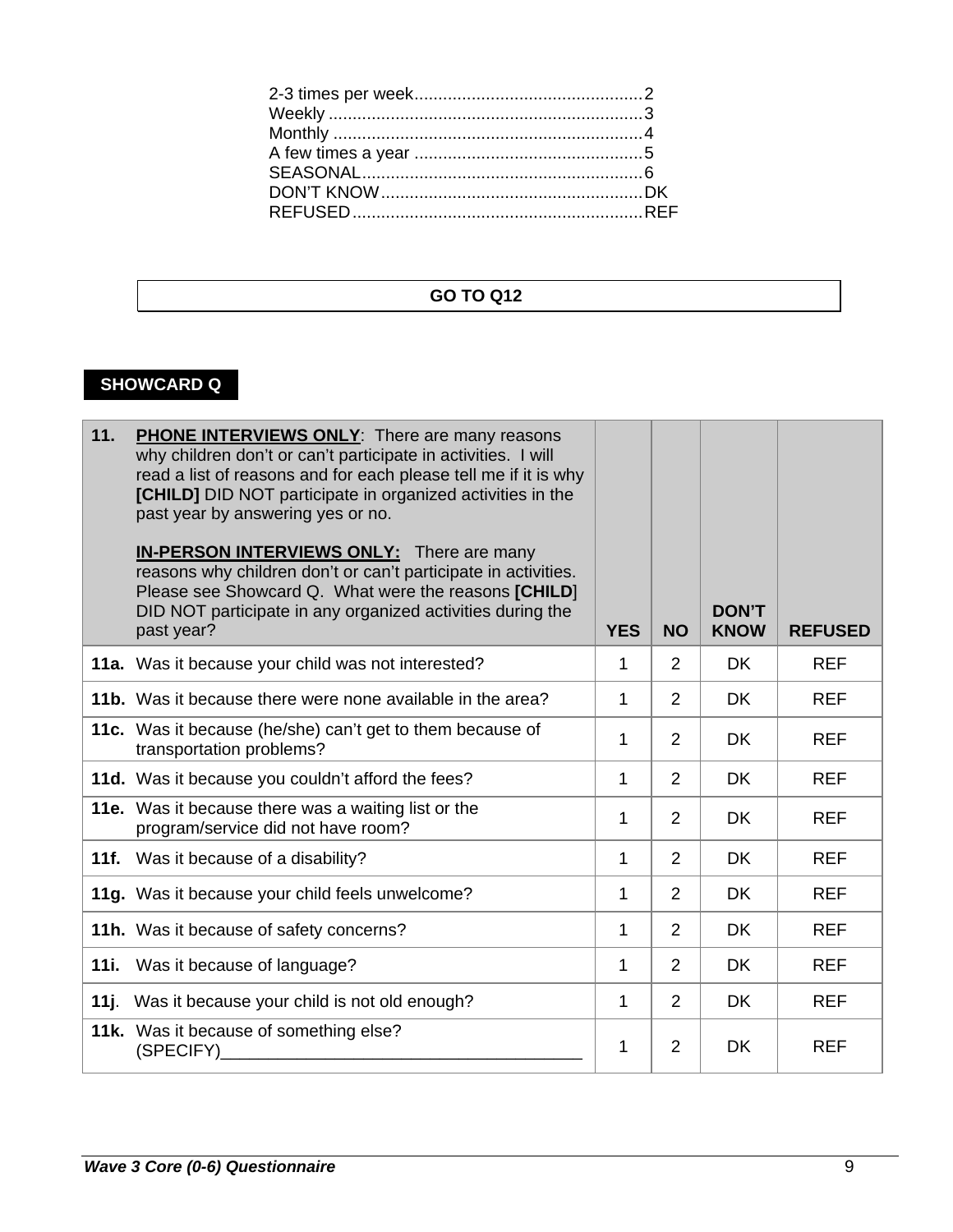2-3 times per week.......................................................2
Weekly ........................................................................3
Monthly .......................................................................4
A few times a year .....................................................5
SEASONAL..................................................................6
DON'T KNOW..............................................................DK
REFUSED....................................................................REF

**GO TO Q12**

**SHOWCARD Q**

| **11.** **PHONE INTERVIEWS ONLY**: There are many reasons why children don't or can't participate in activities. I will read a list of reasons and for each please tell me if it is why **[CHILD]** DID NOT participate in organized activities in the past year by answering yes or no. <br><br> **IN-PERSON INTERVIEWS ONLY:** There are many reasons why children don't or can't participate in activities. Please see Showcard Q. What were the reasons **[CHILD]** DID NOT participate in any organized activities during the past year? | **YES** | **NO** | **DON'T KNOW** | **REFUSED** |
|---|---|---|---|---|
| **11a.** Was it because your child was not interested? | 1 | 2 | DK | REF |
| **11b.** Was it because there were none available in the area? | 1 | 2 | DK | REF |
| **11c.** Was it because (he/she) can't get to them because of transportation problems? | 1 | 2 | DK | REF |
| **11d.** Was it because you couldn't afford the fees? | 1 | 2 | DK | REF |
| **11e.** Was it because there was a waiting list or the program/service did not have room? | 1 | 2 | DK | REF |
| **11f.** Was it because of a disability? | 1 | 2 | DK | REF |
| **11g.** Was it because your child feels unwelcome? | 1 | 2 | DK | REF |
| **11h.** Was it because of safety concerns? | 1 | 2 | DK | REF |
| **11i.** Was it because of language? | 1 | 2 | DK | REF |
| **11j**. Was it because your child is not old enough? | 1 | 2 | DK | REF |
| **11k.** Was it because of something else? (SPECIFY)_______________________________________ | 1 | 2 | DK | REF |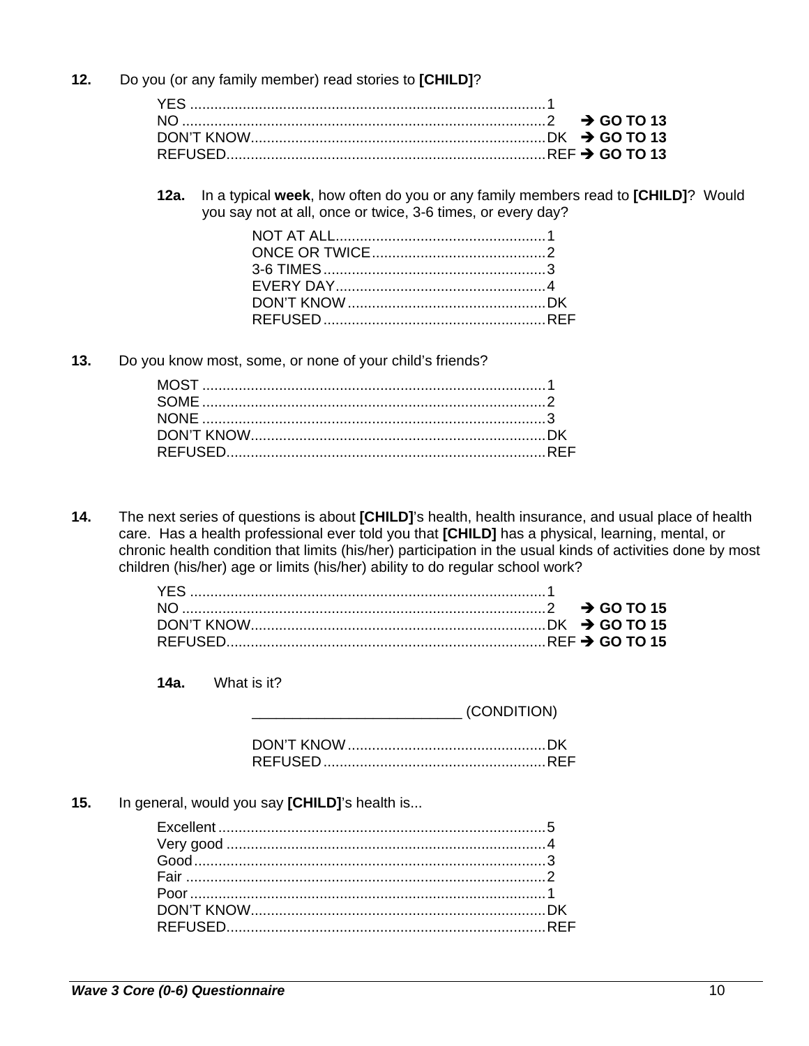**12.** Do you (or any family member) read stories to **[CHILD]**?

YES ........................................................................................1
NO ..........................................................................................2 ➔ **GO TO 13**
DON'T KNOW.........................................................................DK ➔ **GO TO 13**
REFUSED...............................................................................REF ➔ **GO TO 13**

**12a.** In a typical **week**, how often do you or any family members read to **[CHILD]**? Would you say not at all, once or twice, 3-6 times, or every day?

NOT AT ALL....................................................1
ONCE OR TWICE...........................................2
3-6 TIMES.......................................................3
EVERY DAY....................................................4
DON'T KNOW.................................................DK
REFUSED.......................................................REF

**13.** Do you know most, some, or none of your child's friends?

MOST .....................................................................................1
SOME .....................................................................................2
NONE .....................................................................................3
DON'T KNOW.........................................................................DK
REFUSED...............................................................................REF

**14.** The next series of questions is about **[CHILD]**'s health, health insurance, and usual place of health care. Has a health professional ever told you that **[CHILD]** has a physical, learning, mental, or chronic health condition that limits (his/her) participation in the usual kinds of activities done by most children (his/her) age or limits (his/her) ability to do regular school work?

YES ........................................................................................1
NO ..........................................................................................2 ➔ **GO TO 15**
DON'T KNOW.........................................................................DK ➔ **GO TO 15**
REFUSED...............................................................................REF ➔ **GO TO 15**

**14a.** What is it?

__________________________ (CONDITION)

DON'T KNOW.................................................DK
REFUSED.......................................................REF

**15.** In general, would you say **[CHILD]**'s health is...

Excellent .................................................................................5
Very good ...............................................................................4
Good.......................................................................................3
Fair .........................................................................................2
Poor ........................................................................................1
DON'T KNOW.........................................................................DK
REFUSED...............................................................................REF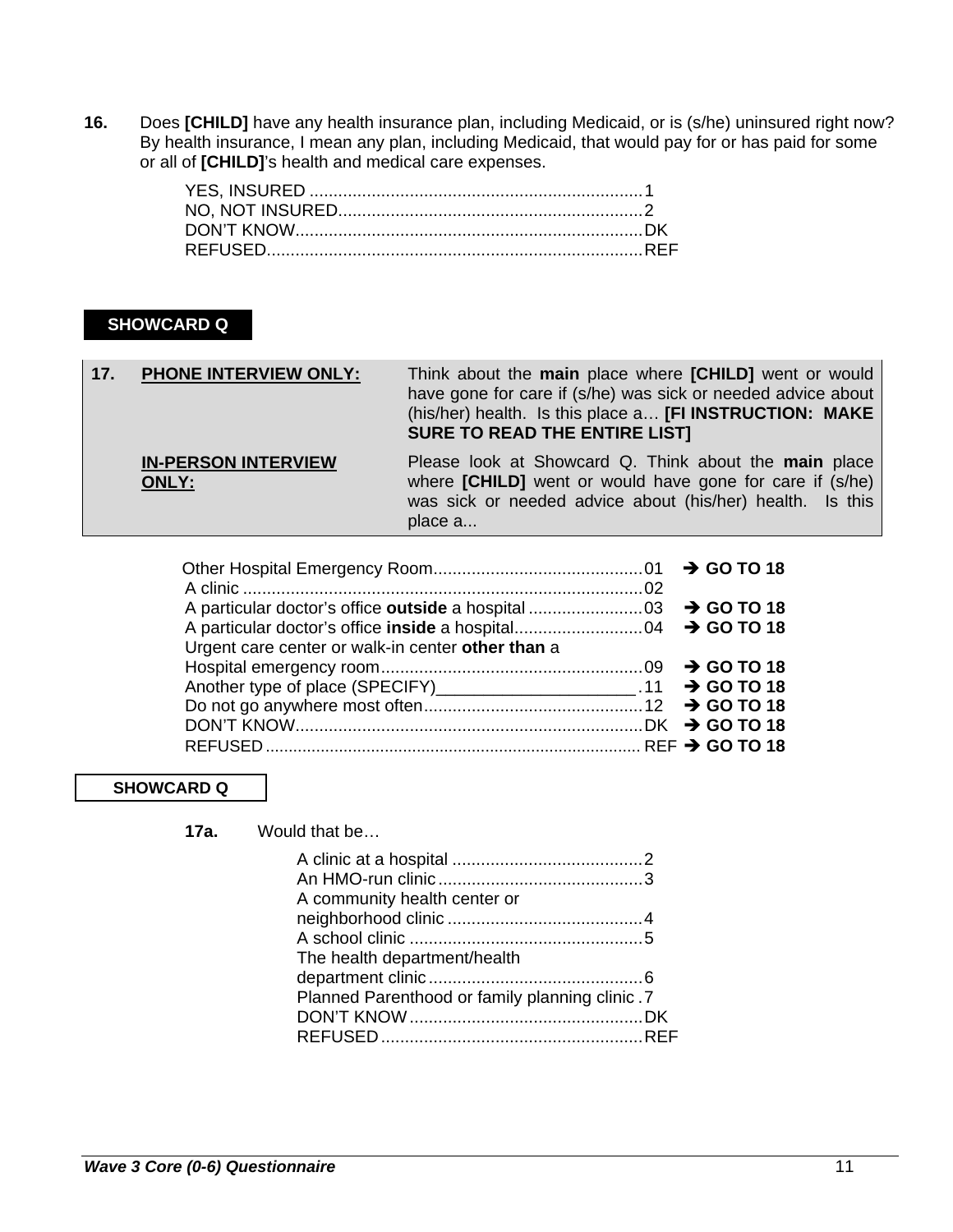**16.** Does **[CHILD]** have any health insurance plan, including Medicaid, or is (s/he) uninsured right now? By health insurance, I mean any plan, including Medicaid, that would pay for or has paid for some or all of **[CHILD]**'s health and medical care expenses.

| | |
|---|---|
| YES, INSURED | 1 |
| NO, NOT INSURED | 2 |
| DON'T KNOW | DK |
| REFUSED | REF |

**SHOWCARD Q**

| | | |
|---|---|---|
| **17.** | **PHONE INTERVIEW ONLY:** | Think about the **main** place where **[CHILD]** went or would have gone for care if (s/he) was sick or needed advice about (his/her) health. Is this place a… **[FI INSTRUCTION: MAKE SURE TO READ THE ENTIRE LIST]** |
| | **IN-PERSON INTERVIEW ONLY:** | Please look at Showcard Q. Think about the **main** place where **[CHILD]** went or would have gone for care if (s/he) was sick or needed advice about (his/her) health. Is this place a... |

| | | |
|---|---|---|
| Other Hospital Emergency Room | 01 | ➔ **GO TO 18** |
| A clinic | 02 | |
| A particular doctor's office **outside** a hospital | 03 | ➔ **GO TO 18** |
| A particular doctor's office **inside** a hospital | 04 | ➔ **GO TO 18** |
| Urgent care center or walk-in center **other than** a Hospital emergency room | 09 | ➔ **GO TO 18** |
| Another type of place (SPECIFY)_____________________ | 11 | ➔ **GO TO 18** |
| Do not go anywhere most often | 12 | ➔ **GO TO 18** |
| DON'T KNOW | DK | ➔ **GO TO 18** |
| REFUSED | REF | ➔ **GO TO 18** |

**SHOWCARD Q**

**17a.** Would that be…

| | |
|---|---|
| A clinic at a hospital | 2 |
| An HMO-run clinic | 3 |
| A community health center or neighborhood clinic | 4 |
| A school clinic | 5 |
| The health department/health department clinic | 6 |
| Planned Parenthood or family planning clinic | 7 |
| DON'T KNOW | DK |
| REFUSED | REF |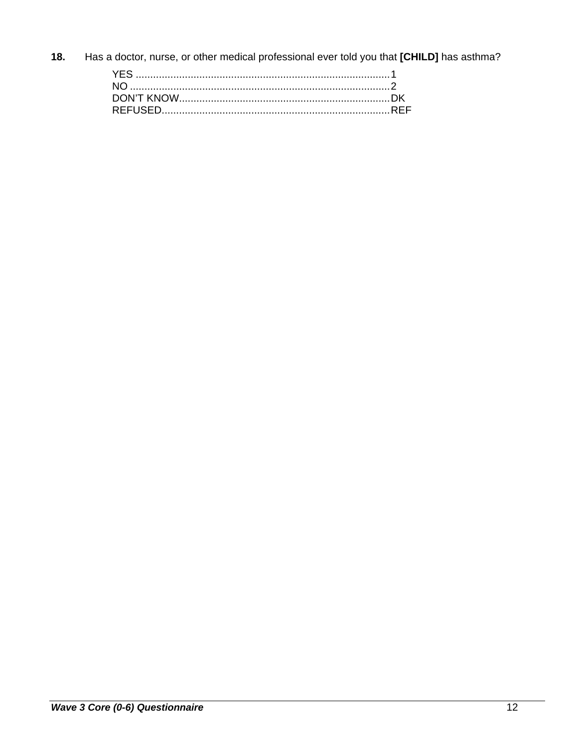**18.** Has a doctor, nurse, or other medical professional ever told you that **[CHILD]** has asthma?

YES ........................................................................................1
NO ..........................................................................................2
DON'T KNOW.........................................................................DK
REFUSED...............................................................................REF